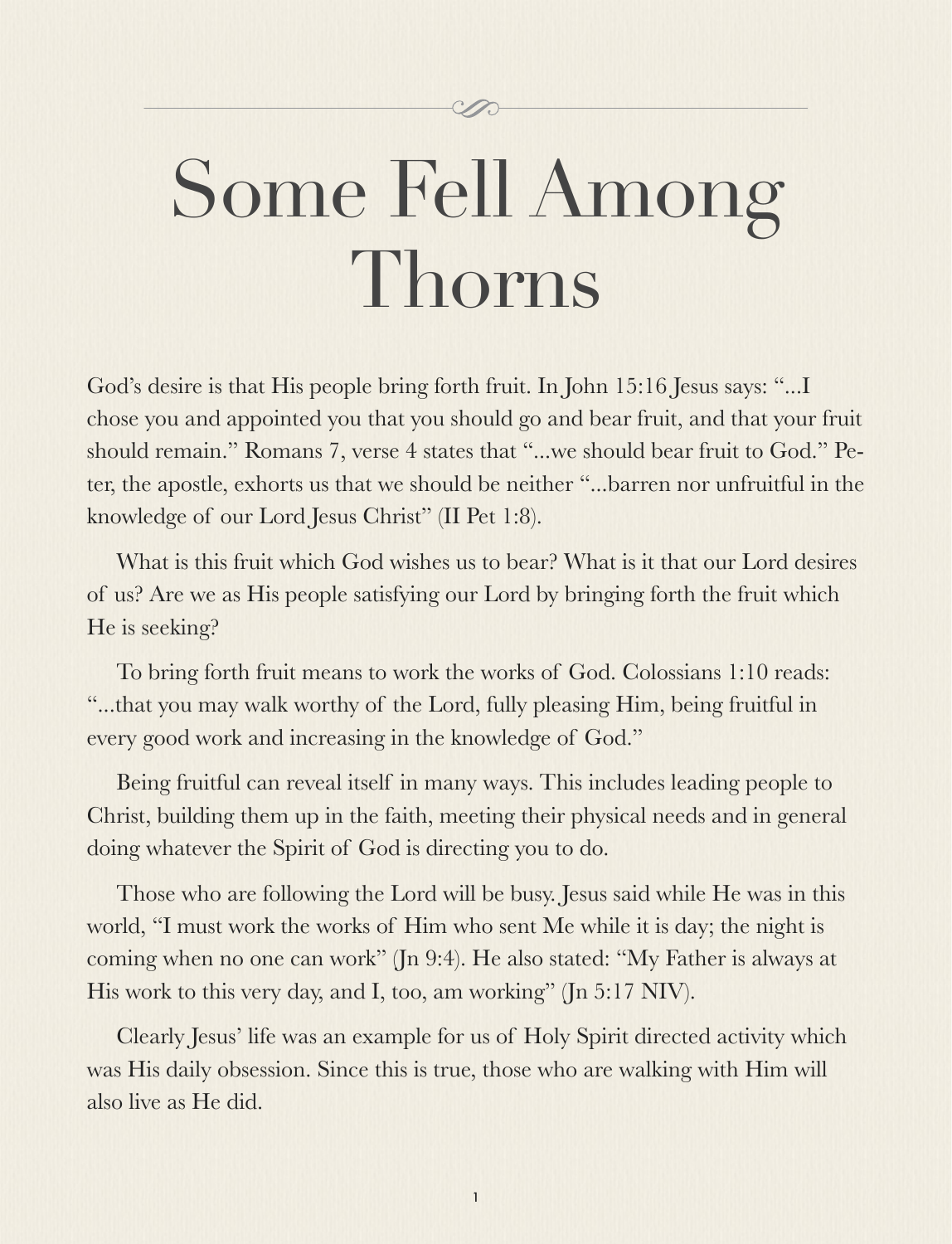# Some Fell Among Thorns

God's desire is that His people bring forth fruit. In John 15:16 Jesus says: "...I chose you and appointed you that you should go and bear fruit, and that your fruit should remain." Romans 7, verse 4 states that "...we should bear fruit to God." Peter, the apostle, exhorts us that we should be neither "...barren nor unfruitful in the knowledge of our Lord Jesus Christ" (II Pet 1:8).

What is this fruit which God wishes us to bear? What is it that our Lord desires of us? Are we as His people satisfying our Lord by bringing forth the fruit which He is seeking?

To bring forth fruit means to work the works of God. Colossians 1:10 reads: "...that you may walk worthy of the Lord, fully pleasing Him, being fruitful in every good work and increasing in the knowledge of God."

Being fruitful can reveal itself in many ways. This includes leading people to Christ, building them up in the faith, meeting their physical needs and in general doing whatever the Spirit of God is directing you to do.

Those who are following the Lord will be busy. Jesus said while He was in this world, "I must work the works of Him who sent Me while it is day; the night is coming when no one can work" (Jn 9:4). He also stated: "My Father is always at His work to this very day, and I, too, am working" (Jn 5:17 NIV).

Clearly Jesus' life was an example for us of Holy Spirit directed activity which was His daily obsession. Since this is true, those who are walking with Him will also live as He did.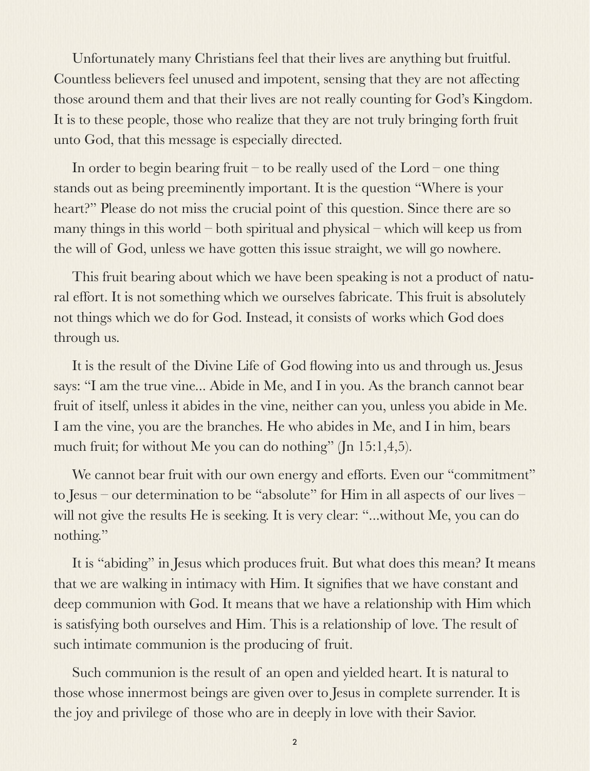Unfortunately many Christians feel that their lives are anything but fruitful. Countless believers feel unused and impotent, sensing that they are not affecting those around them and that their lives are not really counting for God's Kingdom. It is to these people, those who realize that they are not truly bringing forth fruit unto God, that this message is especially directed.

In order to begin bearing fruit – to be really used of the Lord – one thing stands out as being preeminently important. It is the question "Where is your heart?" Please do not miss the crucial point of this question. Since there are so many things in this world – both spiritual and physical – which will keep us from the will of God, unless we have gotten this issue straight, we will go nowhere.

This fruit bearing about which we have been speaking is not a product of natural effort. It is not something which we ourselves fabricate. This fruit is absolutely not things which we do for God. Instead, it consists of works which God does through us.

It is the result of the Divine Life of God flowing into us and through us. Jesus says: "I am the true vine... Abide in Me, and I in you. As the branch cannot bear fruit of itself, unless it abides in the vine, neither can you, unless you abide in Me. I am the vine, you are the branches. He who abides in Me, and I in him, bears much fruit; for without Me you can do nothing" (Jn 15:1,4,5).

We cannot bear fruit with our own energy and efforts. Even our "commitment" to Jesus – our determination to be "absolute" for Him in all aspects of our lives – will not give the results He is seeking. It is very clear: "...without Me, you can do nothing."

It is "abiding" in Jesus which produces fruit. But what does this mean? It means that we are walking in intimacy with Him. It signifies that we have constant and deep communion with God. It means that we have a relationship with Him which is satisfying both ourselves and Him. This is a relationship of love. The result of such intimate communion is the producing of fruit.

Such communion is the result of an open and yielded heart. It is natural to those whose innermost beings are given over to Jesus in complete surrender. It is the joy and privilege of those who are in deeply in love with their Savior.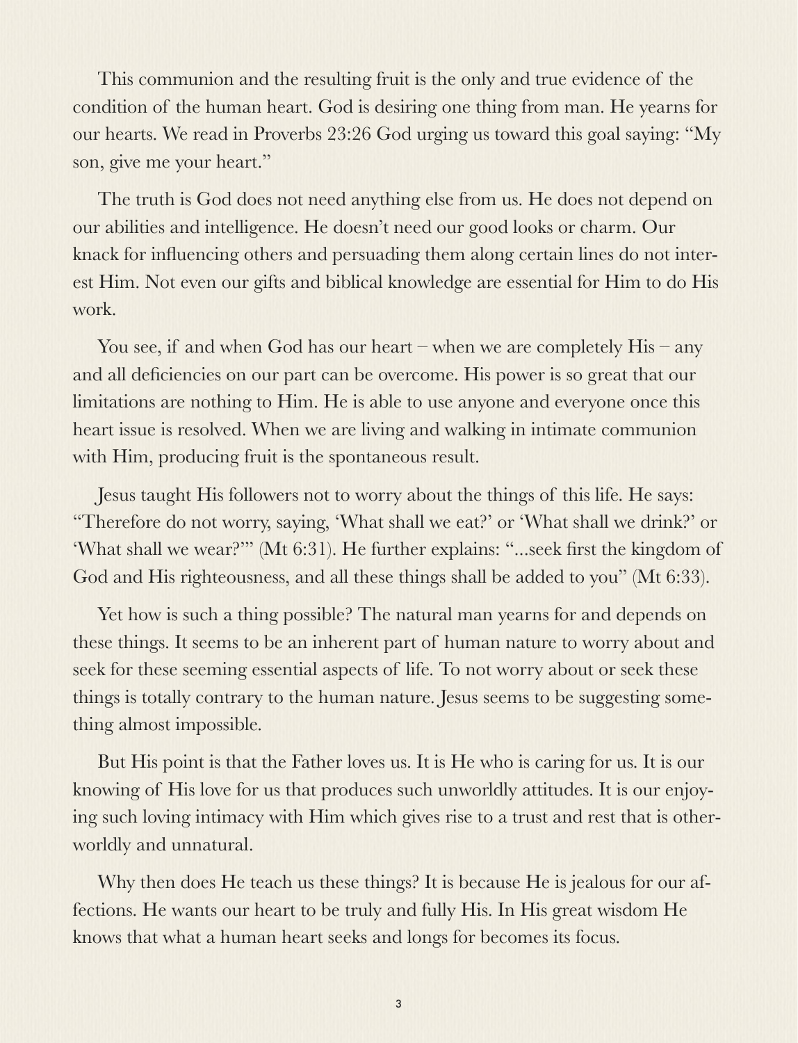This communion and the resulting fruit is the only and true evidence of the condition of the human heart. God is desiring one thing from man. He yearns for our hearts. We read in Proverbs 23:26 God urging us toward this goal saying: "My son, give me your heart."

The truth is God does not need anything else from us. He does not depend on our abilities and intelligence. He doesn't need our good looks or charm. Our knack for influencing others and persuading them along certain lines do not interest Him. Not even our gifts and biblical knowledge are essential for Him to do His work.

You see, if and when God has our heart – when we are completely His – any and all deficiencies on our part can be overcome. His power is so great that our limitations are nothing to Him. He is able to use anyone and everyone once this heart issue is resolved. When we are living and walking in intimate communion with Him, producing fruit is the spontaneous result.

Jesus taught His followers not to worry about the things of this life. He says: "Therefore do not worry, saying, 'What shall we eat?' or 'What shall we drink?' or 'What shall we wear?'" (Mt 6:31). He further explains: "...seek first the kingdom of God and His righteousness, and all these things shall be added to you" (Mt 6:33).

Yet how is such a thing possible? The natural man yearns for and depends on these things. It seems to be an inherent part of human nature to worry about and seek for these seeming essential aspects of life. To not worry about or seek these things is totally contrary to the human nature. Jesus seems to be suggesting something almost impossible.

But His point is that the Father loves us. It is He who is caring for us. It is our knowing of His love for us that produces such unworldly attitudes. It is our enjoying such loving intimacy with Him which gives rise to a trust and rest that is otherworldly and unnatural.

Why then does He teach us these things? It is because He is jealous for our affections. He wants our heart to be truly and fully His. In His great wisdom He knows that what a human heart seeks and longs for becomes its focus.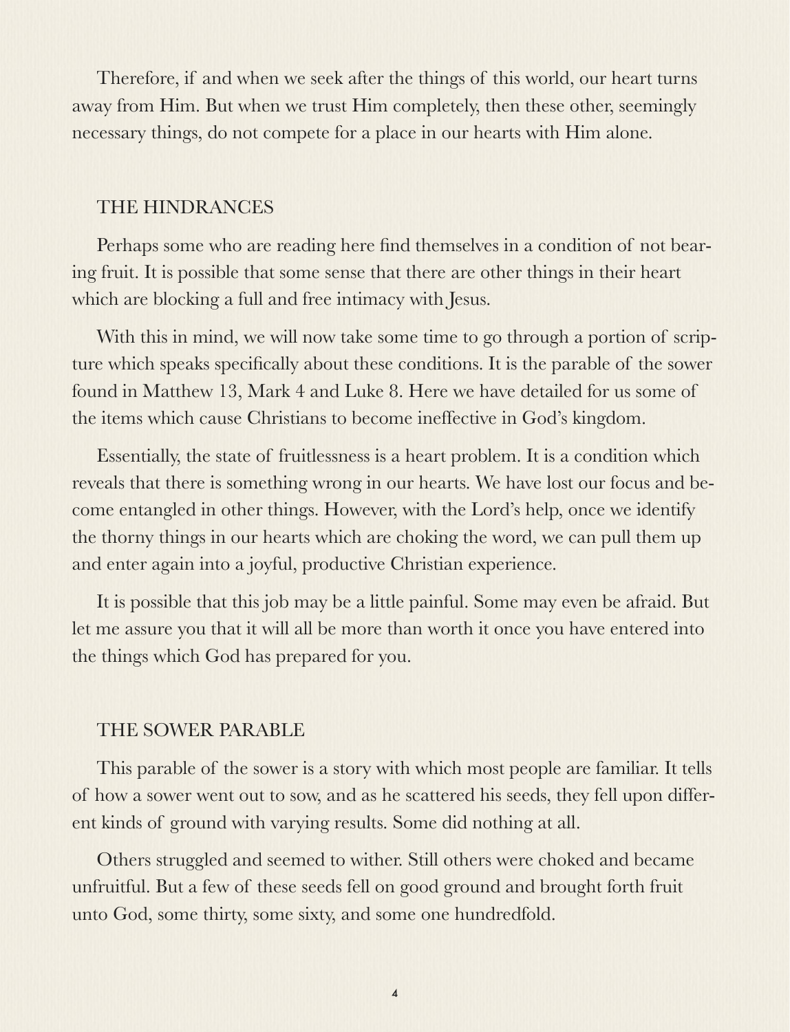Therefore, if and when we seek after the things of this world, our heart turns away from Him. But when we trust Him completely, then these other, seemingly necessary things, do not compete for a place in our hearts with Him alone.

## THE HINDRANCES

Perhaps some who are reading here find themselves in a condition of not bearing fruit. It is possible that some sense that there are other things in their heart which are blocking a full and free intimacy with Jesus.

With this in mind, we will now take some time to go through a portion of scripture which speaks specifically about these conditions. It is the parable of the sower found in Matthew 13, Mark 4 and Luke 8. Here we have detailed for us some of the items which cause Christians to become ineffective in God's kingdom.

Essentially, the state of fruitlessness is a heart problem. It is a condition which reveals that there is something wrong in our hearts. We have lost our focus and become entangled in other things. However, with the Lord's help, once we identify the thorny things in our hearts which are choking the word, we can pull them up and enter again into a joyful, productive Christian experience.

It is possible that this job may be a little painful. Some may even be afraid. But let me assure you that it will all be more than worth it once you have entered into the things which God has prepared for you.

## THE SOWER PARABLE

This parable of the sower is a story with which most people are familiar. It tells of how a sower went out to sow, and as he scattered his seeds, they fell upon different kinds of ground with varying results. Some did nothing at all.

Others struggled and seemed to wither. Still others were choked and became unfruitful. But a few of these seeds fell on good ground and brought forth fruit unto God, some thirty, some sixty, and some one hundredfold.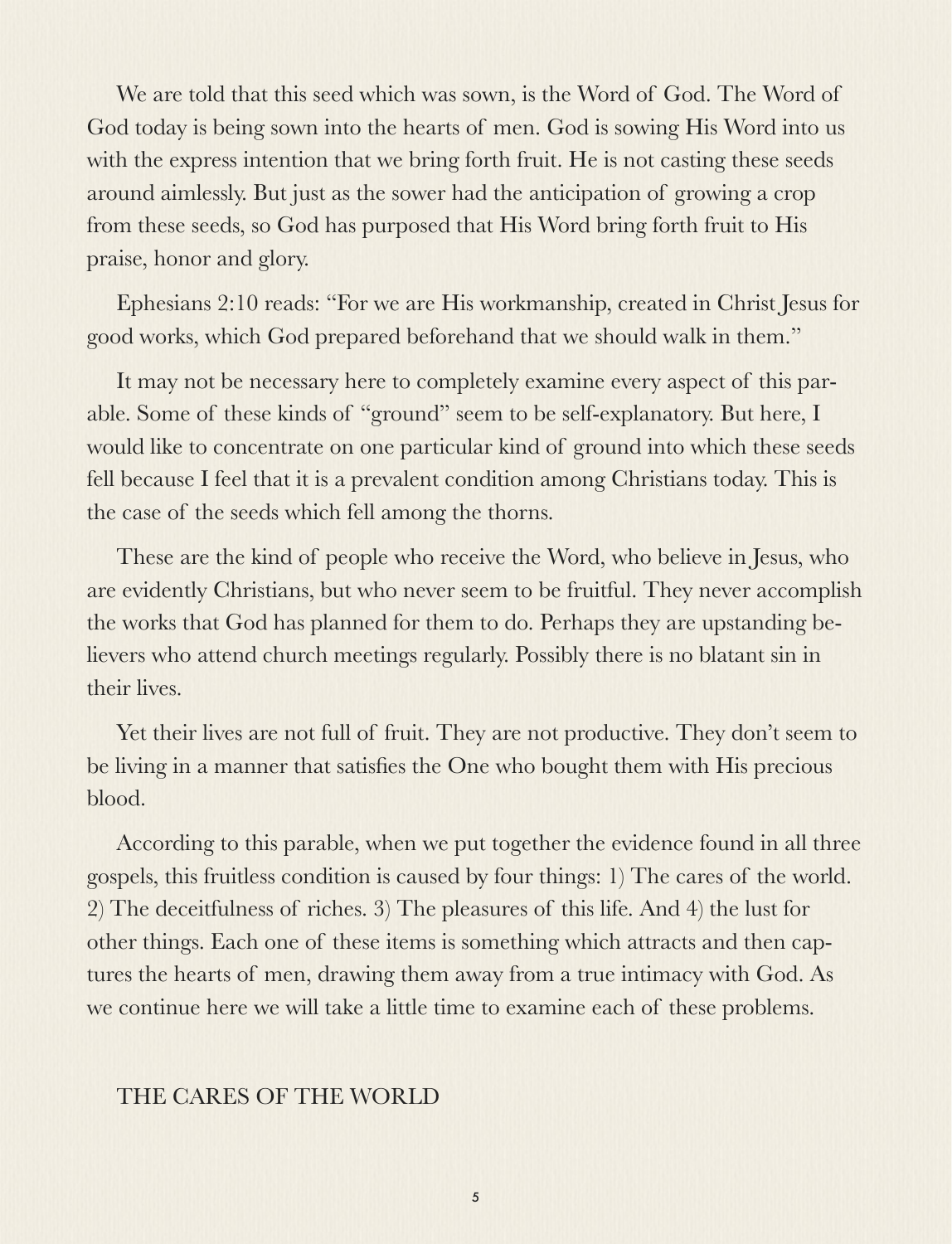We are told that this seed which was sown, is the Word of God. The Word of God today is being sown into the hearts of men. God is sowing His Word into us with the express intention that we bring forth fruit. He is not casting these seeds around aimlessly. But just as the sower had the anticipation of growing a crop from these seeds, so God has purposed that His Word bring forth fruit to His praise, honor and glory.

Ephesians 2:10 reads: "For we are His workmanship, created in Christ Jesus for good works, which God prepared beforehand that we should walk in them."

It may not be necessary here to completely examine every aspect of this parable. Some of these kinds of "ground" seem to be self-explanatory. But here, I would like to concentrate on one particular kind of ground into which these seeds fell because I feel that it is a prevalent condition among Christians today. This is the case of the seeds which fell among the thorns.

These are the kind of people who receive the Word, who believe in Jesus, who are evidently Christians, but who never seem to be fruitful. They never accomplish the works that God has planned for them to do. Perhaps they are upstanding believers who attend church meetings regularly. Possibly there is no blatant sin in their lives.

Yet their lives are not full of fruit. They are not productive. They don't seem to be living in a manner that satisfies the One who bought them with His precious blood.

According to this parable, when we put together the evidence found in all three gospels, this fruitless condition is caused by four things: 1) The cares of the world. 2) The deceitfulness of riches. 3) The pleasures of this life. And 4) the lust for other things. Each one of these items is something which attracts and then captures the hearts of men, drawing them away from a true intimacy with God. As we continue here we will take a little time to examine each of these problems.

## THE CARES OF THE WORLD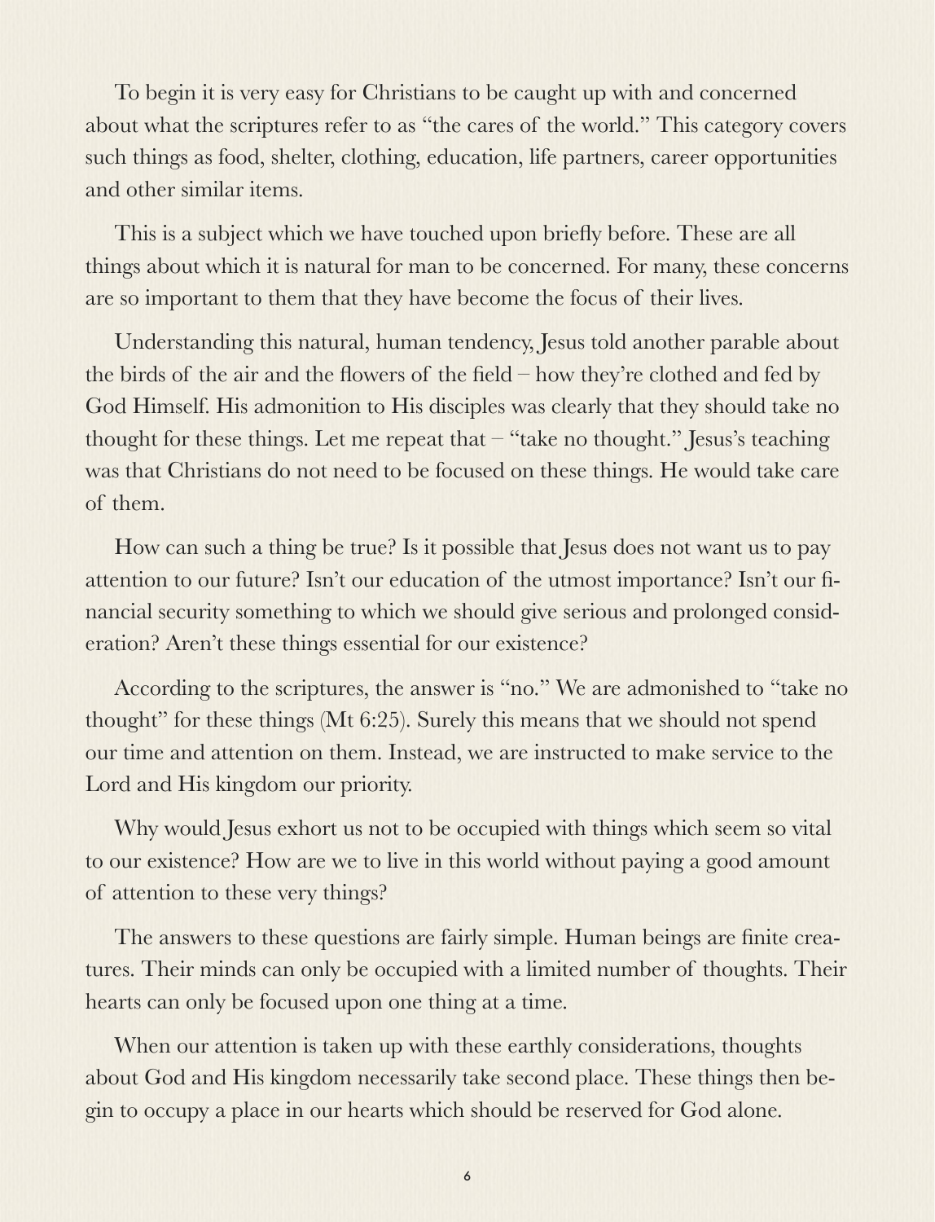To begin it is very easy for Christians to be caught up with and concerned about what the scriptures refer to as "the cares of the world." This category covers such things as food, shelter, clothing, education, life partners, career opportunities and other similar items.

This is a subject which we have touched upon briefly before. These are all things about which it is natural for man to be concerned. For many, these concerns are so important to them that they have become the focus of their lives.

Understanding this natural, human tendency, Jesus told another parable about the birds of the air and the flowers of the field – how they're clothed and fed by God Himself. His admonition to His disciples was clearly that they should take no thought for these things. Let me repeat that – "take no thought." Jesus's teaching was that Christians do not need to be focused on these things. He would take care of them.

How can such a thing be true? Is it possible that Jesus does not want us to pay attention to our future? Isn't our education of the utmost importance? Isn't our financial security something to which we should give serious and prolonged consideration? Aren't these things essential for our existence?

According to the scriptures, the answer is "no." We are admonished to "take no thought" for these things (Mt 6:25). Surely this means that we should not spend our time and attention on them. Instead, we are instructed to make service to the Lord and His kingdom our priority.

Why would Jesus exhort us not to be occupied with things which seem so vital to our existence? How are we to live in this world without paying a good amount of attention to these very things?

The answers to these questions are fairly simple. Human beings are finite creatures. Their minds can only be occupied with a limited number of thoughts. Their hearts can only be focused upon one thing at a time.

When our attention is taken up with these earthly considerations, thoughts about God and His kingdom necessarily take second place. These things then begin to occupy a place in our hearts which should be reserved for God alone.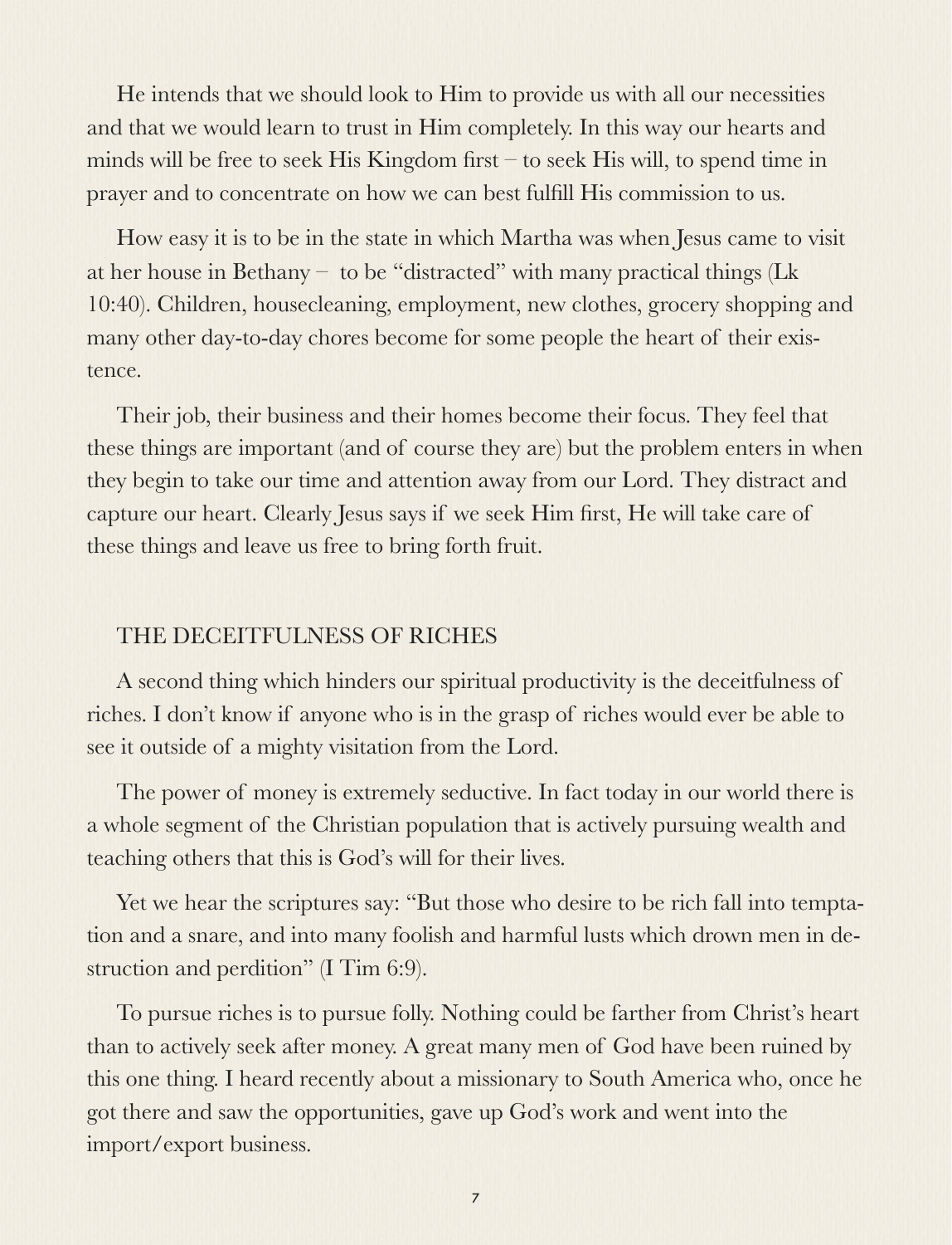He intends that we should look to Him to provide us with all our necessities and that we would learn to trust in Him completely. In this way our hearts and minds will be free to seek His Kingdom first – to seek His will, to spend time in prayer and to concentrate on how we can best fulfill His commission to us.

How easy it is to be in the state in which Martha was when Jesus came to visit at her house in Bethany – to be "distracted" with many practical things (Lk 10:40). Children, housecleaning, employment, new clothes, grocery shopping and many other day-to-day chores become for some people the heart of their existence.

Their job, their business and their homes become their focus. They feel that these things are important (and of course they are) but the problem enters in when they begin to take our time and attention away from our Lord. They distract and capture our heart. Clearly Jesus says if we seek Him first, He will take care of these things and leave us free to bring forth fruit.

## THE DECEITFULNESS OF RICHES

A second thing which hinders our spiritual productivity is the deceitfulness of riches. I don't know if anyone who is in the grasp of riches would ever be able to see it outside of a mighty visitation from the Lord.

The power of money is extremely seductive. In fact today in our world there is a whole segment of the Christian population that is actively pursuing wealth and teaching others that this is God's will for their lives.

Yet we hear the scriptures say: "But those who desire to be rich fall into temptation and a snare, and into many foolish and harmful lusts which drown men in destruction and perdition" (I Tim 6:9).

To pursue riches is to pursue folly. Nothing could be farther from Christ's heart than to actively seek after money. A great many men of God have been ruined by this one thing. I heard recently about a missionary to South America who, once he got there and saw the opportunities, gave up God's work and went into the import/export business.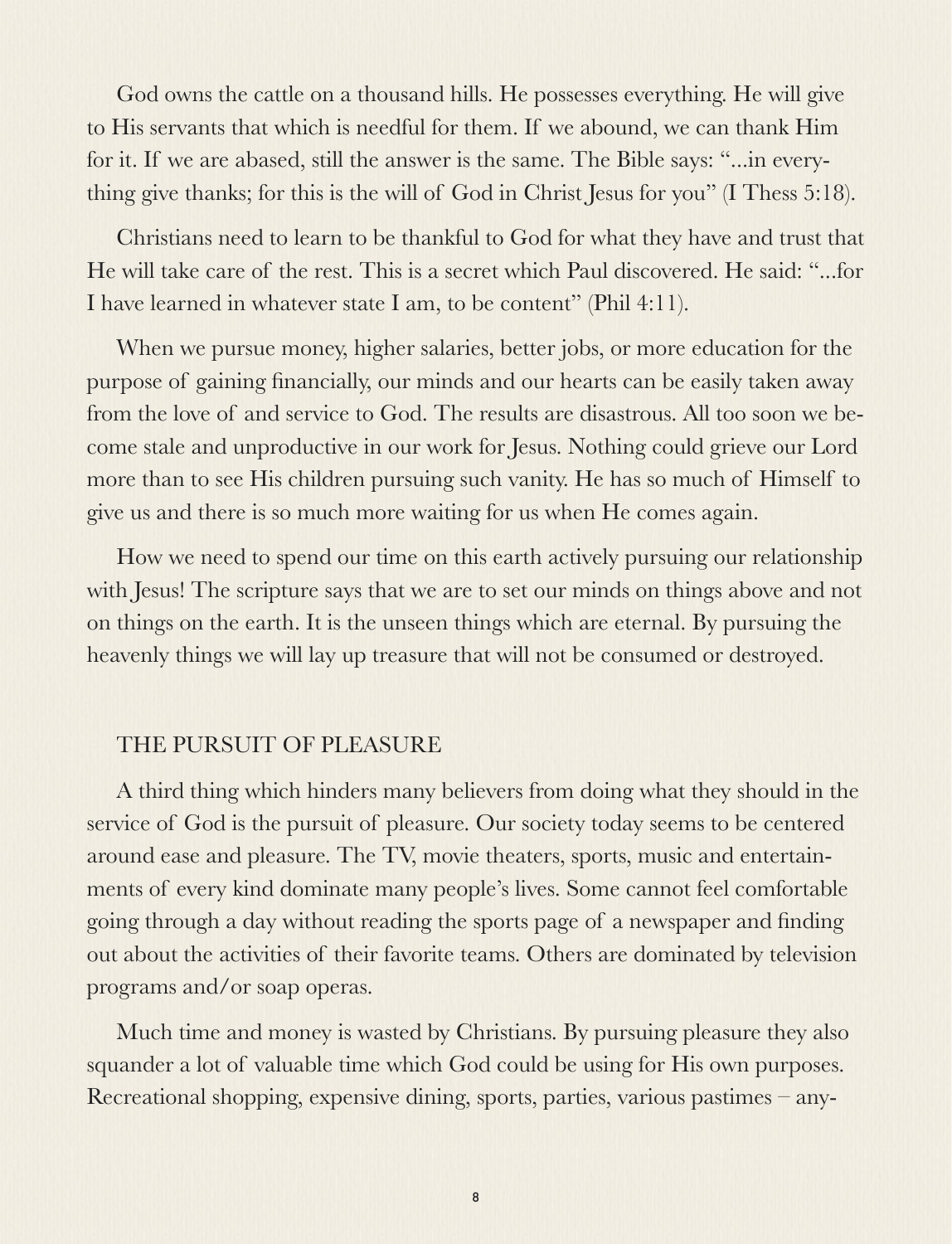God owns the cattle on a thousand hills. He possesses everything. He will give to His servants that which is needful for them. If we abound, we can thank Him for it. If we are abased, still the answer is the same. The Bible says: "...in everything give thanks; for this is the will of God in Christ Jesus for you" (I Thess 5:18).

Christians need to learn to be thankful to God for what they have and trust that He will take care of the rest. This is a secret which Paul discovered. He said: "...for I have learned in whatever state I am, to be content" (Phil 4:11).

When we pursue money, higher salaries, better jobs, or more education for the purpose of gaining financially, our minds and our hearts can be easily taken away from the love of and service to God. The results are disastrous. All too soon we become stale and unproductive in our work for Jesus. Nothing could grieve our Lord more than to see His children pursuing such vanity. He has so much of Himself to give us and there is so much more waiting for us when He comes again.

How we need to spend our time on this earth actively pursuing our relationship with Jesus! The scripture says that we are to set our minds on things above and not on things on the earth. It is the unseen things which are eternal. By pursuing the heavenly things we will lay up treasure that will not be consumed or destroyed.

## THE PURSUIT OF PLEASURE

A third thing which hinders many believers from doing what they should in the service of God is the pursuit of pleasure. Our society today seems to be centered around ease and pleasure. The TV, movie theaters, sports, music and entertainments of every kind dominate many people's lives. Some cannot feel comfortable going through a day without reading the sports page of a newspaper and finding out about the activities of their favorite teams. Others are dominated by television programs and/or soap operas.

Much time and money is wasted by Christians. By pursuing pleasure they also squander a lot of valuable time which God could be using for His own purposes. Recreational shopping, expensive dining, sports, parties, various pastimes – any-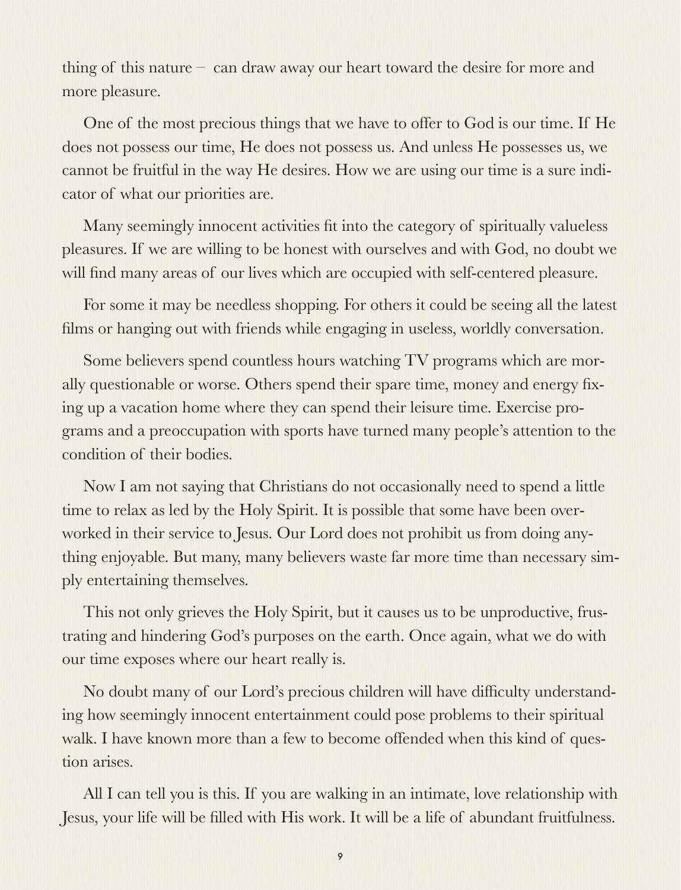thing of this nature – can draw away our heart toward the desire for more and more pleasure.

One of the most precious things that we have to offer to God is our time. If He does not possess our time, He does not possess us. And unless He possesses us, we cannot be fruitful in the way He desires. How we are using our time is a sure indicator of what our priorities are.

Many seemingly innocent activities fit into the category of spiritually valueless pleasures. If we are willing to be honest with ourselves and with God, no doubt we will find many areas of our lives which are occupied with self-centered pleasure.

For some it may be needless shopping. For others it could be seeing all the latest films or hanging out with friends while engaging in useless, worldly conversation.

Some believers spend countless hours watching TV programs which are morally questionable or worse. Others spend their spare time, money and energy fixing up a vacation home where they can spend their leisure time. Exercise programs and a preoccupation with sports have turned many people's attention to the condition of their bodies.

Now I am not saying that Christians do not occasionally need to spend a little time to relax as led by the Holy Spirit. It is possible that some have been overworked in their service to Jesus. Our Lord does not prohibit us from doing anything enjoyable. But many, many believers waste far more time than necessary simply entertaining themselves.

This not only grieves the Holy Spirit, but it causes us to be unproductive, frustrating and hindering God's purposes on the earth. Once again, what we do with our time exposes where our heart really is.

No doubt many of our Lord's precious children will have difficulty understanding how seemingly innocent entertainment could pose problems to their spiritual walk. I have known more than a few to become offended when this kind of question arises.

All I can tell you is this. If you are walking in an intimate, love relationship with Jesus, your life will be filled with His work. It will be a life of abundant fruitfulness.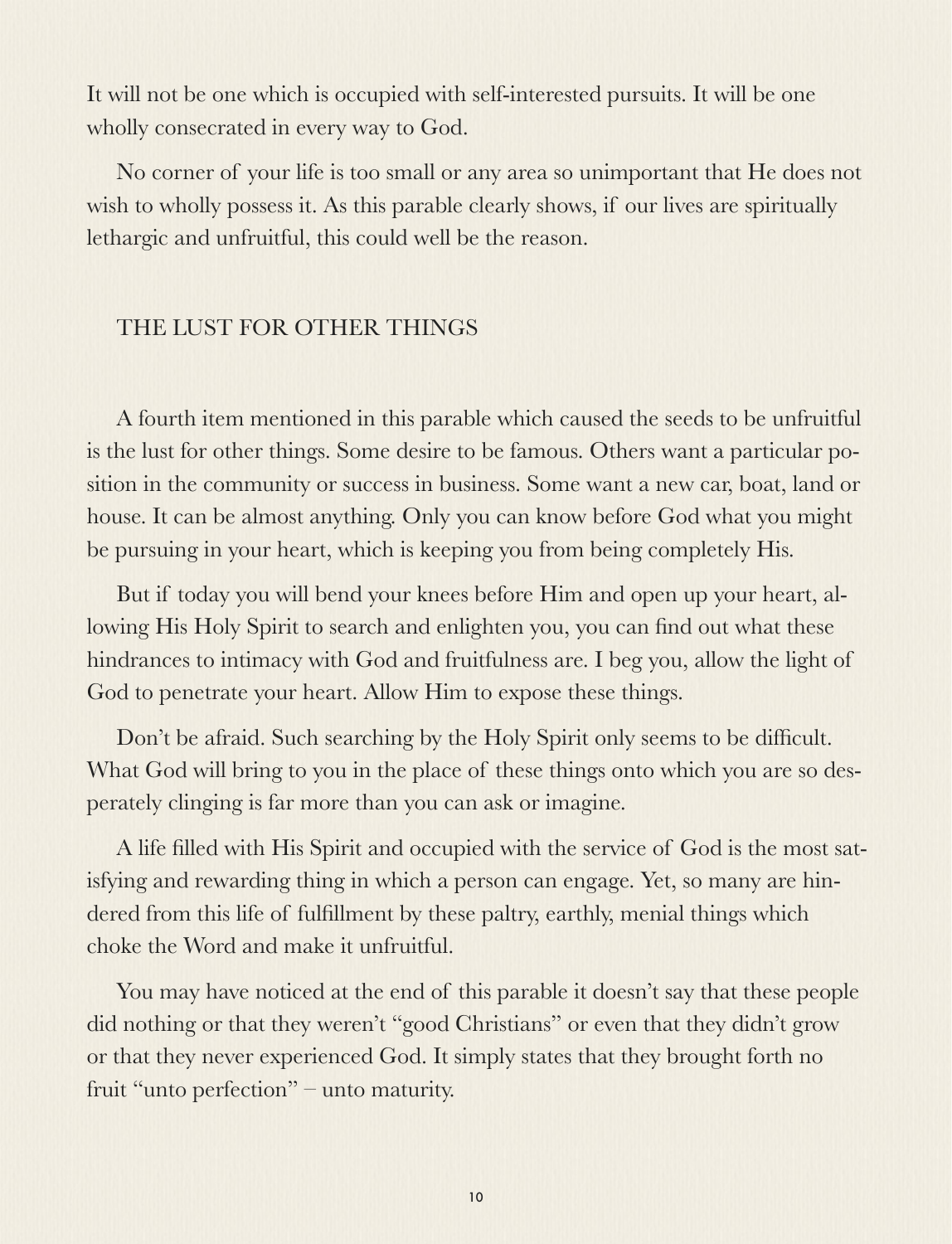It will not be one which is occupied with self-interested pursuits. It will be one wholly consecrated in every way to God.

No corner of your life is too small or any area so unimportant that He does not wish to wholly possess it. As this parable clearly shows, if our lives are spiritually lethargic and unfruitful, this could well be the reason.

## THE LUST FOR OTHER THINGS

A fourth item mentioned in this parable which caused the seeds to be unfruitful is the lust for other things. Some desire to be famous. Others want a particular position in the community or success in business. Some want a new car, boat, land or house. It can be almost anything. Only you can know before God what you might be pursuing in your heart, which is keeping you from being completely His.

But if today you will bend your knees before Him and open up your heart, allowing His Holy Spirit to search and enlighten you, you can find out what these hindrances to intimacy with God and fruitfulness are. I beg you, allow the light of God to penetrate your heart. Allow Him to expose these things.

Don't be afraid. Such searching by the Holy Spirit only seems to be difficult. What God will bring to you in the place of these things onto which you are so desperately clinging is far more than you can ask or imagine.

A life filled with His Spirit and occupied with the service of God is the most satisfying and rewarding thing in which a person can engage. Yet, so many are hindered from this life of fulfillment by these paltry, earthly, menial things which choke the Word and make it unfruitful.

You may have noticed at the end of this parable it doesn't say that these people did nothing or that they weren't "good Christians" or even that they didn't grow or that they never experienced God. It simply states that they brought forth no fruit "unto perfection" – unto maturity.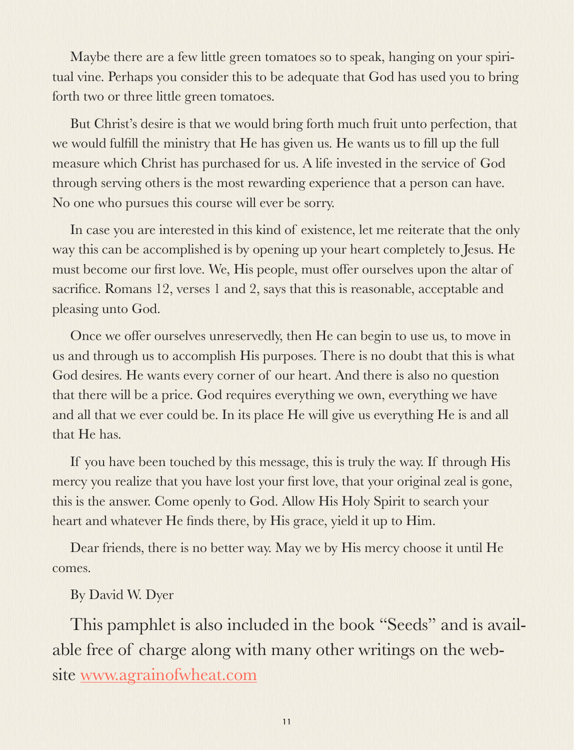Maybe there are a few little green tomatoes so to speak, hanging on your spiritual vine. Perhaps you consider this to be adequate that God has used you to bring forth two or three little green tomatoes.

But Christ's desire is that we would bring forth much fruit unto perfection, that we would fulfill the ministry that He has given us. He wants us to fill up the full measure which Christ has purchased for us. A life invested in the service of God through serving others is the most rewarding experience that a person can have. No one who pursues this course will ever be sorry.

In case you are interested in this kind of existence, let me reiterate that the only way this can be accomplished is by opening up your heart completely to Jesus. He must become our first love. We, His people, must offer ourselves upon the altar of sacrifice. Romans 12, verses 1 and 2, says that this is reasonable, acceptable and pleasing unto God.

Once we offer ourselves unreservedly, then He can begin to use us, to move in us and through us to accomplish His purposes. There is no doubt that this is what God desires. He wants every corner of our heart. And there is also no question that there will be a price. God requires everything we own, everything we have and all that we ever could be. In its place He will give us everything He is and all that He has.

If you have been touched by this message, this is truly the way. If through His mercy you realize that you have lost your first love, that your original zeal is gone, this is the answer. Come openly to God. Allow His Holy Spirit to search your heart and whatever He finds there, by His grace, yield it up to Him.

Dear friends, there is no better way. May we by His mercy choose it until He comes.

By David W. Dyer

This pamphlet is also included in the book "Seeds" and is available free of charge along with many other writings on the website [www.agrainofwheat.com](http://www.agrainofwheat.com)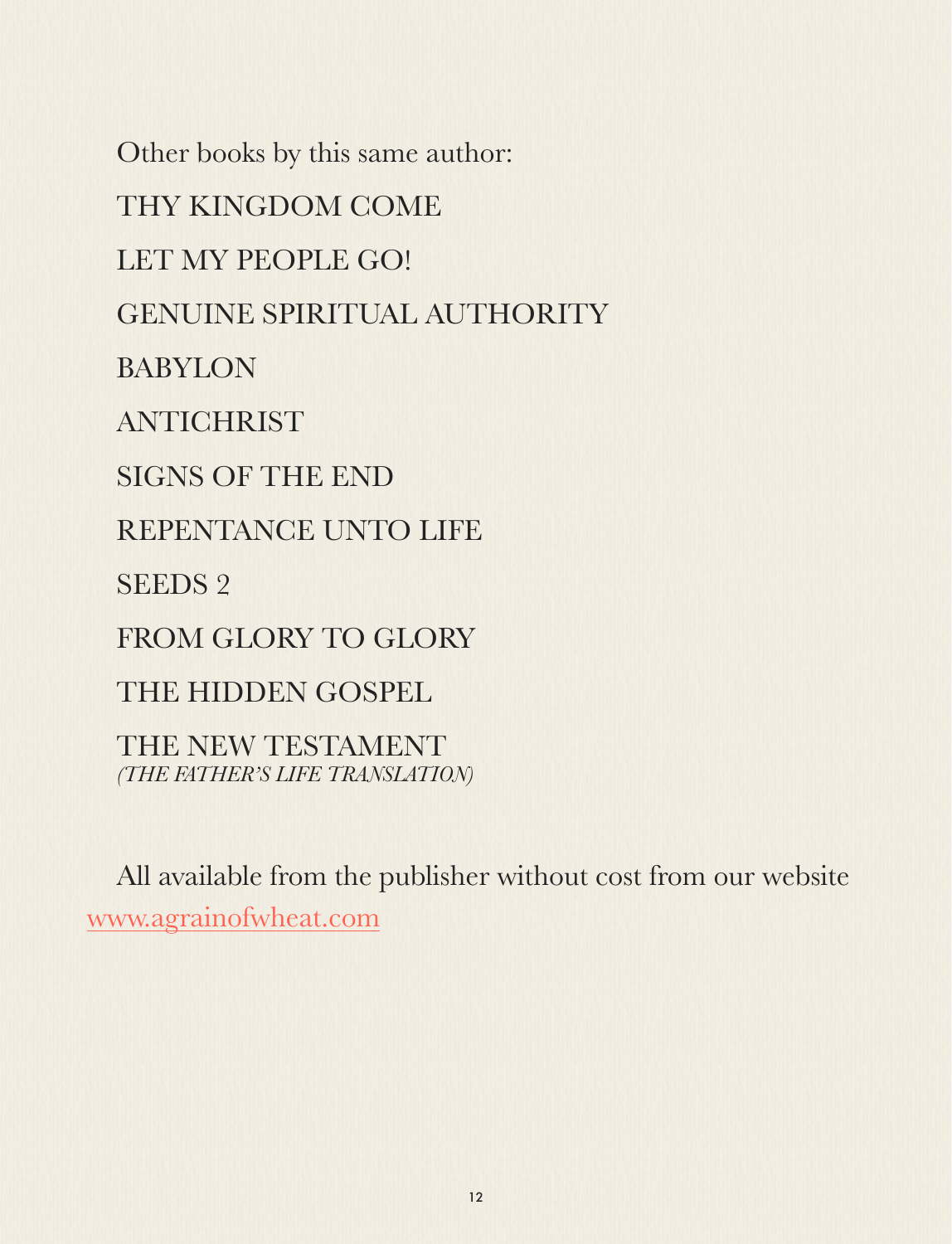Other books by this same author:

THY KINGDOM COME

LET MY PEOPLE GO!

GENUINE SPIRITUAL AUTHORITY

BABYLON

ANTICHRIST

SIGNS OF THE END

REPENTANCE UNTO LIFE

SEEDS 2

FROM GLORY TO GLORY

THE HIDDEN GOSPEL

THE NEW TESTAMENT
*(THE FATHER'S LIFE TRANSLATION)*

All available from the publisher without cost from our website www.agrainofwheat.com